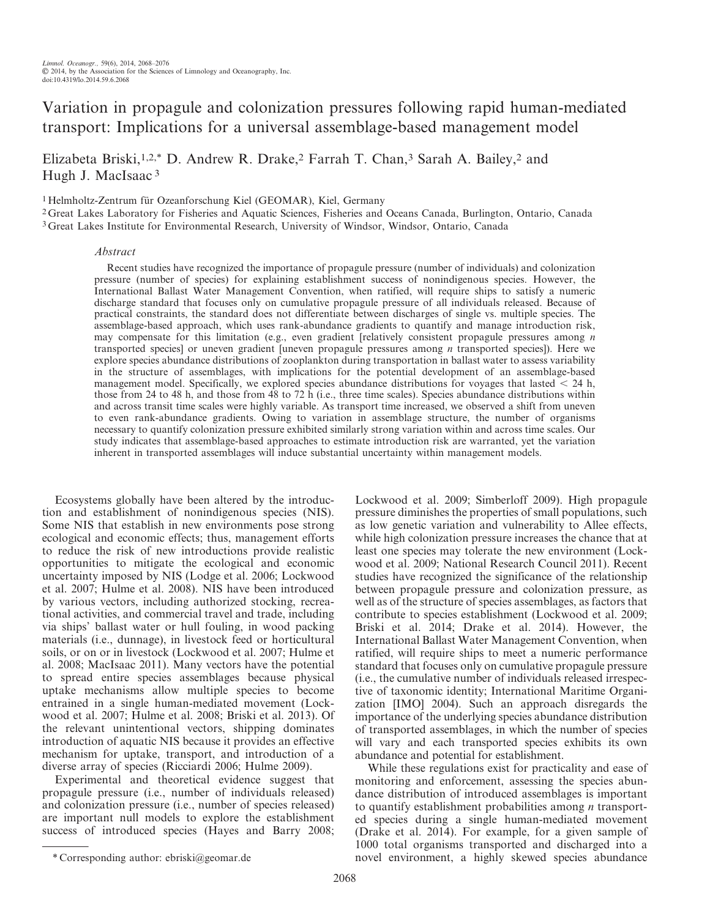# Variation in propagule and colonization pressures following rapid human-mediated transport: Implications for a universal assemblage-based management model

Elizabeta Briski,[1,2,*] D. Andrew R. Drake,[2] Farrah T. Chan,[3] Sarah A. Bailey,[2] and Hugh J. MacIsaac[3]

[1] Helmholtz-Zentrum für Ozeanforschung Kiel (GEOMAR), Kiel, Germany

[2] Great Lakes Laboratory for Fisheries and Aquatic Sciences, Fisheries and Oceans Canada, Burlington, Ontario, Canada

[3] Great Lakes Institute for Environmental Research, University of Windsor, Windsor, Ontario, Canada

## Abstract

Recent studies have recognized the importance of propagule pressure (number of individuals) and colonization pressure (number of species) for explaining establishment success of nonindigenous species. However, the International Ballast Water Management Convention, when ratified, will require ships to satisfy a numeric discharge standard that focuses only on cumulative propagule pressure of all individuals released. Because of practical constraints, the standard does not differentiate between discharges of single vs. multiple species. The assemblage-based approach, which uses rank-abundance gradients to quantify and manage introduction risk, may compensate for this limitation (e.g., even gradient [relatively consistent propagule pressures among *n* transported species] or uneven gradient [uneven propagule pressures among *n* transported species]). Here we explore species abundance distributions of zooplankton during transportation in ballast water to assess variability in the structure of assemblages, with implications for the potential development of an assemblage-based management model. Specifically, we explored species abundance distributions for voyages that lasted < 24 h, those from 24 to 48 h, and those from 48 to 72 h (i.e., three time scales). Species abundance distributions within and across transit time scales were highly variable. As transport time increased, we observed a shift from uneven to even rank-abundance gradients. Owing to variation in assemblage structure, the number of organisms necessary to quantify colonization pressure exhibited similarly strong variation within and across time scales. Our study indicates that assemblage-based approaches to estimate introduction risk are warranted, yet the variation inherent in transported assemblages will induce substantial uncertainty within management models.

Ecosystems globally have been altered by the introduction and establishment of nonindigenous species (NIS). Some NIS that establish in new environments pose strong ecological and economic effects; thus, management efforts to reduce the risk of new introductions provide realistic opportunities to mitigate the ecological and economic uncertainty imposed by NIS (Lodge et al. 2006; Lockwood et al. 2007; Hulme et al. 2008). NIS have been introduced by various vectors, including authorized stocking, recreational activities, and commercial travel and trade, including via ships' ballast water or hull fouling, in wood packing materials (i.e., dunnage), in livestock feed or horticultural soils, or on or in livestock (Lockwood et al. 2007; Hulme et al. 2008; MacIsaac 2011). Many vectors have the potential to spread entire species assemblages because physical uptake mechanisms allow multiple species to become entrained in a single human-mediated movement (Lockwood et al. 2007; Hulme et al. 2008; Briski et al. 2013). Of the relevant unintentional vectors, shipping dominates introduction of aquatic NIS because it provides an effective mechanism for uptake, transport, and introduction of a diverse array of species (Ricciardi 2006; Hulme 2009).

Experimental and theoretical evidence suggest that propagule pressure (i.e., number of individuals released) and colonization pressure (i.e., number of species released) are important null models to explore the establishment success of introduced species (Hayes and Barry 2008; Lockwood et al. 2009; Simberloff 2009). High propagule pressure diminishes the properties of small populations, such as low genetic variation and vulnerability to Allee effects, while high colonization pressure increases the chance that at least one species may tolerate the new environment (Lockwood et al. 2009; National Research Council 2011). Recent studies have recognized the significance of the relationship between propagule pressure and colonization pressure, as well as of the structure of species assemblages, as factors that contribute to species establishment (Lockwood et al. 2009; Briski et al. 2014; Drake et al. 2014). However, the International Ballast Water Management Convention, when ratified, will require ships to meet a numeric performance standard that focuses only on cumulative propagule pressure (i.e., the cumulative number of individuals released irrespective of taxonomic identity; International Maritime Organization [IMO] 2004). Such an approach disregards the importance of the underlying species abundance distribution of transported assemblages, in which the number of species will vary and each transported species exhibits its own abundance and potential for establishment.

While these regulations exist for practicality and ease of monitoring and enforcement, assessing the species abundance distribution of introduced assemblages is important to quantify establishment probabilities among *n* transported species during a single human-mediated movement (Drake et al. 2014). For example, for a given sample of 1000 total organisms transported and discharged into a novel environment, a highly skewed species abundance

\* Corresponding author: ebriski@geomar.de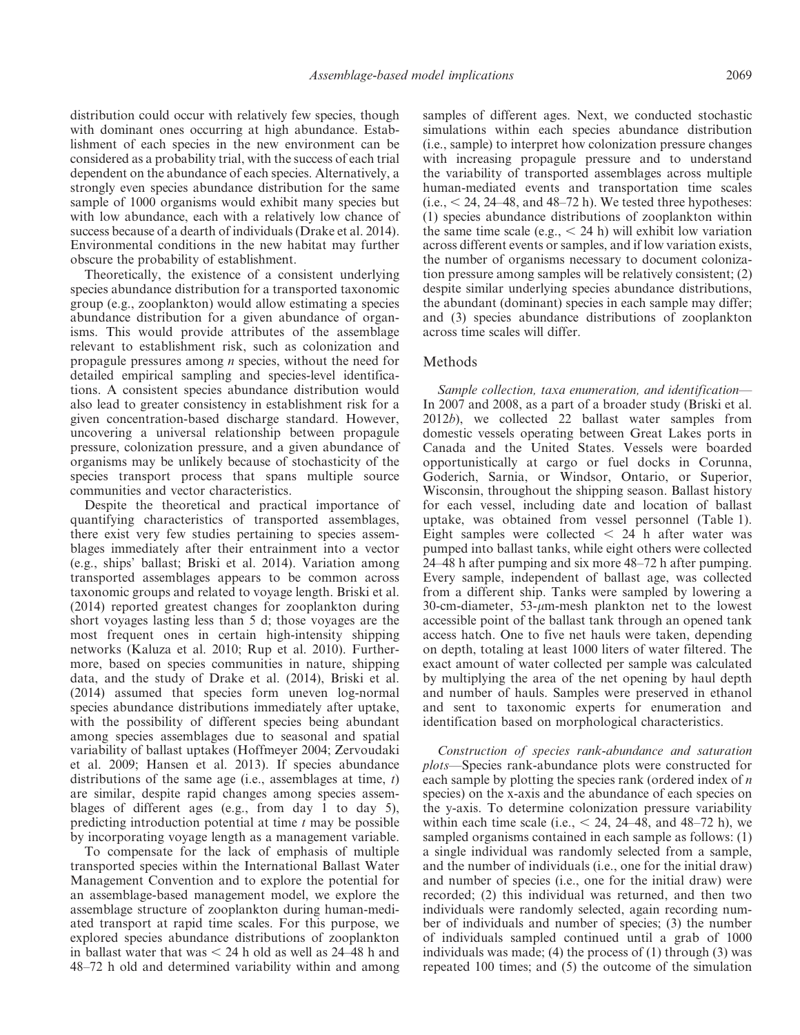distribution could occur with relatively few species, though with dominant ones occurring at high abundance. Establishment of each species in the new environment can be considered as a probability trial, with the success of each trial dependent on the abundance of each species. Alternatively, a strongly even species abundance distribution for the same sample of 1000 organisms would exhibit many species but with low abundance, each with a relatively low chance of success because of a dearth of individuals (Drake et al. 2014). Environmental conditions in the new habitat may further obscure the probability of establishment.

Theoretically, the existence of a consistent underlying species abundance distribution for a transported taxonomic group (e.g., zooplankton) would allow estimating a species abundance distribution for a given abundance of organisms. This would provide attributes of the assemblage relevant to establishment risk, such as colonization and propagule pressures among *n* species, without the need for detailed empirical sampling and species-level identifications. A consistent species abundance distribution would also lead to greater consistency in establishment risk for a given concentration-based discharge standard. However, uncovering a universal relationship between propagule pressure, colonization pressure, and a given abundance of organisms may be unlikely because of stochasticity of the species transport process that spans multiple source communities and vector characteristics.

Despite the theoretical and practical importance of quantifying characteristics of transported assemblages, there exist very few studies pertaining to species assemblages immediately after their entrainment into a vector (e.g., ships' ballast; Briski et al. 2014). Variation among transported assemblages appears to be common across taxonomic groups and related to voyage length. Briski et al. (2014) reported greatest changes for zooplankton during short voyages lasting less than 5 d; those voyages are the most frequent ones in certain high-intensity shipping networks (Kaluza et al. 2010; Rup et al. 2010). Furthermore, based on species communities in nature, shipping data, and the study of Drake et al. (2014), Briski et al. (2014) assumed that species form uneven log-normal species abundance distributions immediately after uptake, with the possibility of different species being abundant among species assemblages due to seasonal and spatial variability of ballast uptakes (Hoffmeyer 2004; Zervoudaki et al. 2009; Hansen et al. 2013). If species abundance distributions of the same age (i.e., assemblages at time, *t*) are similar, despite rapid changes among species assemblages of different ages (e.g., from day 1 to day 5), predicting introduction potential at time *t* may be possible by incorporating voyage length as a management variable.

To compensate for the lack of emphasis of multiple transported species within the International Ballast Water Management Convention and to explore the potential for an assemblage-based management model, we explore the assemblage structure of zooplankton during human-mediated transport at rapid time scales. For this purpose, we explored species abundance distributions of zooplankton in ballast water that was < 24 h old as well as 24–48 h and 48–72 h old and determined variability within and among samples of different ages. Next, we conducted stochastic simulations within each species abundance distribution (i.e., sample) to interpret how colonization pressure changes with increasing propagule pressure and to understand the variability of transported assemblages across multiple human-mediated events and transportation time scales (i.e., < 24, 24–48, and 48–72 h). We tested three hypotheses: (1) species abundance distributions of zooplankton within the same time scale (e.g., < 24 h) will exhibit low variation across different events or samples, and if low variation exists, the number of organisms necessary to document colonization pressure among samples will be relatively consistent; (2) despite similar underlying species abundance distributions, the abundant (dominant) species in each sample may differ; and (3) species abundance distributions of zooplankton across time scales will differ.

## Methods

*Sample collection, taxa enumeration, and identification*—In 2007 and 2008, as a part of a broader study (Briski et al. 2012*b*), we collected 22 ballast water samples from domestic vessels operating between Great Lakes ports in Canada and the United States. Vessels were boarded opportunistically at cargo or fuel docks in Corunna, Goderich, Sarnia, or Windsor, Ontario, or Superior, Wisconsin, throughout the shipping season. Ballast history for each vessel, including date and location of ballast uptake, was obtained from vessel personnel (Table 1). Eight samples were collected < 24 h after water was pumped into ballast tanks, while eight others were collected 24–48 h after pumping and six more 48–72 h after pumping. Every sample, independent of ballast age, was collected from a different ship. Tanks were sampled by lowering a 30-cm-diameter, 53-$\mu$m-mesh plankton net to the lowest accessible point of the ballast tank through an opened tank access hatch. One to five net hauls were taken, depending on depth, totaling at least 1000 liters of water filtered. The exact amount of water collected per sample was calculated by multiplying the area of the net opening by haul depth and number of hauls. Samples were preserved in ethanol and sent to taxonomic experts for enumeration and identification based on morphological characteristics.

*Construction of species rank-abundance and saturation plots*—Species rank-abundance plots were constructed for each sample by plotting the species rank (ordered index of *n* species) on the x-axis and the abundance of each species on the y-axis. To determine colonization pressure variability within each time scale (i.e., < 24, 24–48, and 48–72 h), we sampled organisms contained in each sample as follows: (1) a single individual was randomly selected from a sample, and the number of individuals (i.e., one for the initial draw) and number of species (i.e., one for the initial draw) were recorded; (2) this individual was returned, and then two individuals were randomly selected, again recording number of individuals and number of species; (3) the number of individuals sampled continued until a grab of 1000 individuals was made; (4) the process of (1) through (3) was repeated 100 times; and (5) the outcome of the simulation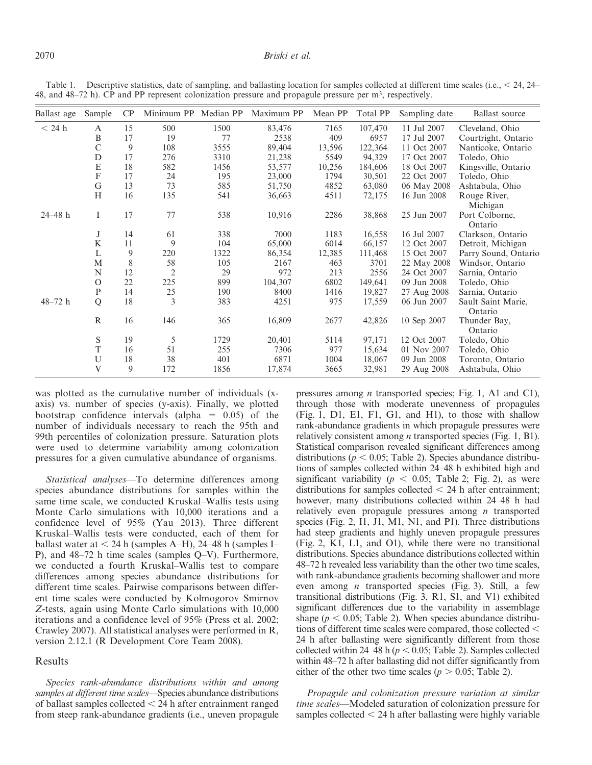Table 1. Descriptive statistics, date of sampling, and ballasting location for samples collected at different time scales (i.e., < 24, 24–48, and 48–72 h). CP and PP represent colonization pressure and propagule pressure per m³, respectively.

| Ballast age | Sample | CP | Minimum PP | Median PP | Maximum PP | Mean PP | Total PP | Sampling date | Ballast source |
|---|---|---|---|---|---|---|---|---|---|
| < 24 h | A | 15 | 500 | 1500 | 83,476 | 7165 | 107,470 | 11 Jul 2007 | Cleveland, Ohio |
| | B | 17 | 19 | 77 | 2538 | 409 | 6957 | 17 Jul 2007 | Courtright, Ontario |
| | C | 9 | 108 | 3555 | 89,404 | 13,596 | 122,364 | 11 Oct 2007 | Nanticoke, Ontario |
| | D | 17 | 276 | 3310 | 21,238 | 5549 | 94,329 | 17 Oct 2007 | Toledo, Ohio |
| | E | 18 | 582 | 1456 | 53,577 | 10,256 | 184,606 | 18 Oct 2007 | Kingsville, Ontario |
| | F | 17 | 24 | 195 | 23,000 | 1794 | 30,501 | 22 Oct 2007 | Toledo, Ohio |
| | G | 13 | 73 | 585 | 51,750 | 4852 | 63,080 | 06 May 2008 | Ashtabula, Ohio |
| | H | 16 | 135 | 541 | 36,663 | 4511 | 72,175 | 16 Jun 2008 | Rouge River, Michigan |
| 24–48 h | I | 17 | 77 | 538 | 10,916 | 2286 | 38,868 | 25 Jun 2007 | Port Colborne, Ontario |
| | J | 14 | 61 | 338 | 7000 | 1183 | 16,558 | 16 Jul 2007 | Clarkson, Ontario |
| | K | 11 | 9 | 104 | 65,000 | 6014 | 66,157 | 12 Oct 2007 | Detroit, Michigan |
| | L | 9 | 220 | 1322 | 86,354 | 12,385 | 111,468 | 15 Oct 2007 | Parry Sound, Ontario |
| | M | 8 | 58 | 105 | 2167 | 463 | 3701 | 22 May 2008 | Windsor, Ontario |
| | N | 12 | 2 | 29 | 972 | 213 | 2556 | 24 Oct 2007 | Sarnia, Ontario |
| | O | 22 | 225 | 899 | 104,307 | 6802 | 149,641 | 09 Jun 2008 | Toledo, Ohio |
| | P | 14 | 25 | 190 | 8400 | 1416 | 19,827 | 27 Aug 2008 | Sarnia, Ontario |
| 48–72 h | Q | 18 | 3 | 383 | 4251 | 975 | 17,559 | 06 Jun 2007 | Sault Saint Marie, Ontario |
| | R | 16 | 146 | 365 | 16,809 | 2677 | 42,826 | 10 Sep 2007 | Thunder Bay, Ontario |
| | S | 19 | 5 | 1729 | 20,401 | 5114 | 97,171 | 12 Oct 2007 | Toledo, Ohio |
| | T | 16 | 51 | 255 | 7306 | 977 | 15,634 | 01 Nov 2007 | Toledo, Ohio |
| | U | 18 | 38 | 401 | 6871 | 1004 | 18,067 | 09 Jun 2008 | Toronto, Ontario |
| | V | 9 | 172 | 1856 | 17,874 | 3665 | 32,981 | 29 Aug 2008 | Ashtabula, Ohio |

was plotted as the cumulative number of individuals (x-axis) vs. number of species (y-axis). Finally, we plotted bootstrap confidence intervals (alpha = 0.05) of the number of individuals necessary to reach the 95th and 99th percentiles of colonization pressure. Saturation plots were used to determine variability among colonization pressures for a given cumulative abundance of organisms.

*Statistical analyses*—To determine differences among species abundance distributions for samples within the same time scale, we conducted Kruskal–Wallis tests using Monte Carlo simulations with 10,000 iterations and a confidence level of 95% (Yau 2013). Three different Kruskal–Wallis tests were conducted, each of them for ballast water at < 24 h (samples A–H), 24–48 h (samples I–P), and 48–72 h time scales (samples Q–V). Furthermore, we conducted a fourth Kruskal–Wallis test to compare differences among species abundance distributions for different time scales. Pairwise comparisons between different time scales were conducted by Kolmogorov–Smirnov Z-tests, again using Monte Carlo simulations with 10,000 iterations and a confidence level of 95% (Press et al. 2002; Crawley 2007). All statistical analyses were performed in R, version 2.12.1 (R Development Core Team 2008).

## Results

*Species rank-abundance distributions within and among samples at different time scales*—Species abundance distributions of ballast samples collected < 24 h after entrainment ranged from steep rank-abundance gradients (i.e., uneven propagule pressures among *n* transported species; Fig. 1, A1 and C1), through those with moderate unevenness of propagules (Fig. 1, D1, E1, F1, G1, and H1), to those with shallow rank-abundance gradients in which propagule pressures were relatively consistent among *n* transported species (Fig. 1, B1). Statistical comparison revealed significant differences among distributions ($p < 0.05$; Table 2). Species abundance distributions of samples collected within 24–48 h exhibited high and significant variability ($p < 0.05$; Table 2; Fig. 2), as were distributions for samples collected < 24 h after entrainment; however, many distributions collected within 24–48 h had relatively even propagule pressures among *n* transported species (Fig. 2, I1, J1, M1, N1, and P1). Three distributions had steep gradients and highly uneven propagule pressures (Fig. 2, K1, L1, and O1), while there were no transitional distributions. Species abundance distributions collected within 48–72 h revealed less variability than the other two time scales, with rank-abundance gradients becoming shallower and more even among *n* transported species (Fig. 3). Still, a few transitional distributions (Fig. 3, R1, S1, and V1) exhibited significant differences due to the variability in assemblage shape ($p < 0.05$; Table 2). When species abundance distributions of different time scales were compared, those collected < 24 h after ballasting were significantly different from those collected within 24–48 h ($p < 0.05$; Table 2). Samples collected within 48–72 h after ballasting did not differ significantly from either of the other two time scales ($p > 0.05$; Table 2).

*Propagule and colonization pressure variation at similar time scales*—Modeled saturation of colonization pressure for samples collected < 24 h after ballasting were highly variable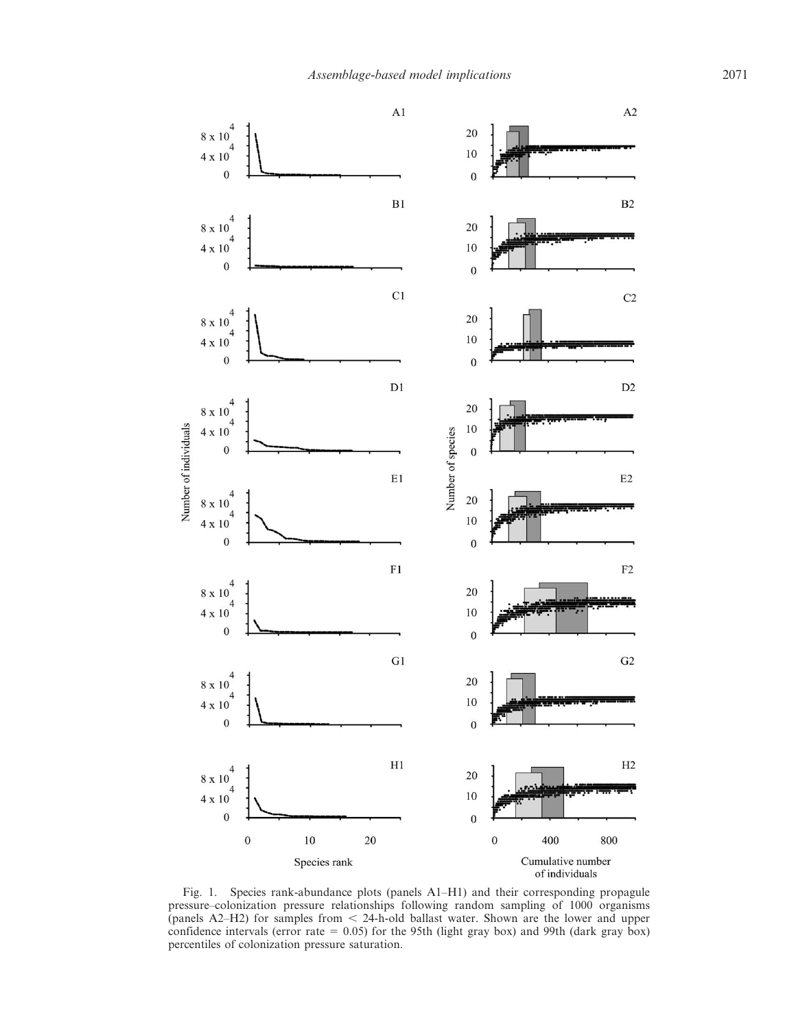Fig. 1. Species rank-abundance plots (panels A1–H1) and their corresponding propagule pressure–colonization pressure relationships following random sampling of 1000 organisms (panels A2–H2) for samples from < 24-h-old ballast water. Shown are the lower and upper confidence intervals (error rate = 0.05) for the 95th (light gray box) and 99th (dark gray box) percentiles of colonization pressure saturation.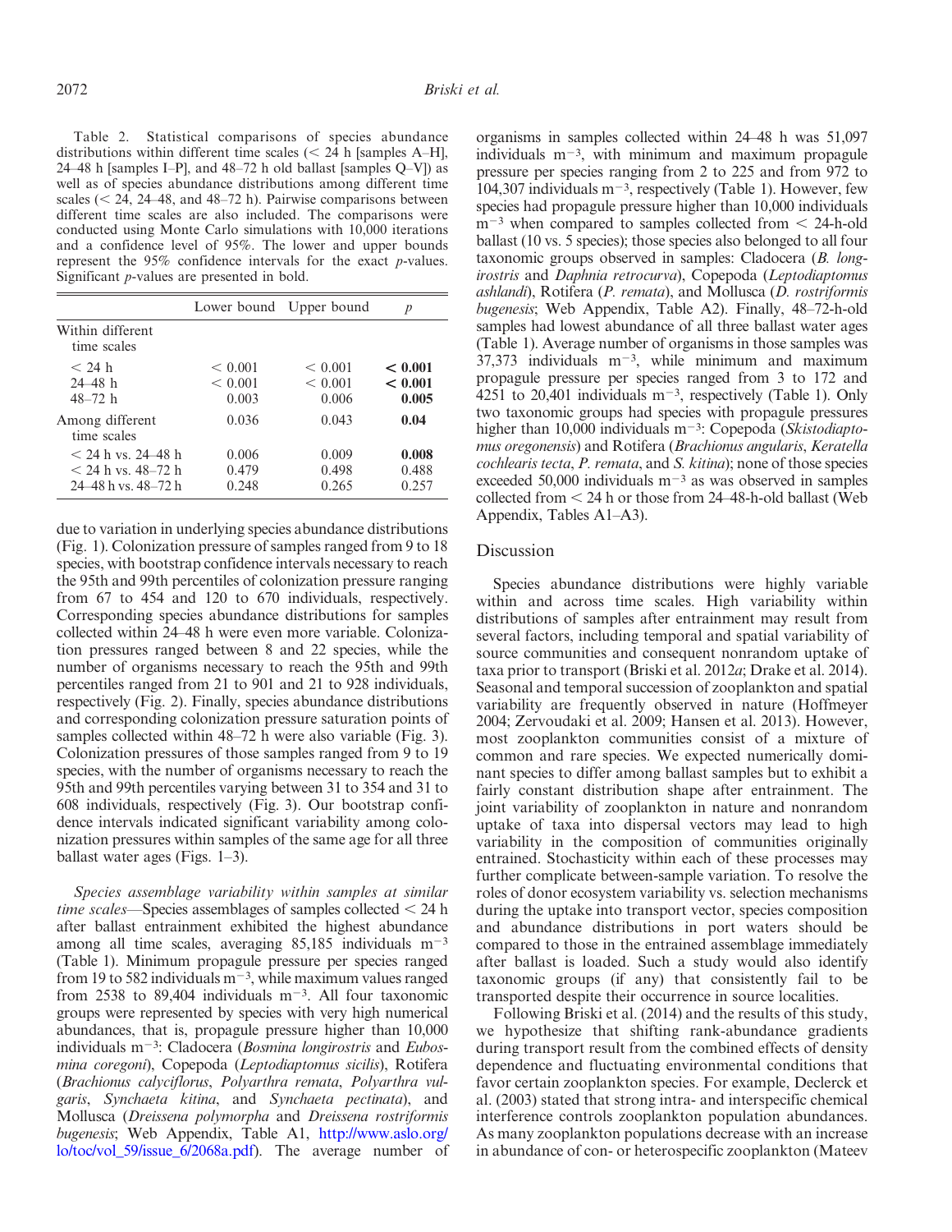Table 2. Statistical comparisons of species abundance distributions within different time scales (< 24 h [samples A–H], 24–48 h [samples I–P], and 48–72 h old ballast [samples Q–V]) as well as of species abundance distributions among different time scales (< 24, 24–48, and 48–72 h). Pairwise comparisons between different time scales are also included. The comparisons were conducted using Monte Carlo simulations with 10,000 iterations and a confidence level of 95%. The lower and upper bounds represent the 95% confidence intervals for the exact *p*-values. Significant *p*-values are presented in bold.

| | Lower bound | Upper bound | *p* |
|---|---|---|---|
| Within different time scales | | | |
| < 24 h | < 0.001 | < 0.001 | **< 0.001** |
| 24–48 h | < 0.001 | < 0.001 | **< 0.001** |
| 48–72 h | 0.003 | 0.006 | **0.005** |
| Among different time scales | 0.036 | 0.043 | **0.04** |
| < 24 h vs. 24–48 h | 0.006 | 0.009 | **0.008** |
| < 24 h vs. 48–72 h | 0.479 | 0.498 | 0.488 |
| 24–48 h vs. 48–72 h | 0.248 | 0.265 | 0.257 |

due to variation in underlying species abundance distributions (Fig. 1). Colonization pressure of samples ranged from 9 to 18 species, with bootstrap confidence intervals necessary to reach the 95th and 99th percentiles of colonization pressure ranging from 67 to 454 and 120 to 670 individuals, respectively. Corresponding species abundance distributions for samples collected within 24–48 h were even more variable. Colonization pressures ranged between 8 and 22 species, while the number of organisms necessary to reach the 95th and 99th percentiles ranged from 21 to 901 and 21 to 928 individuals, respectively (Fig. 2). Finally, species abundance distributions and corresponding colonization pressure saturation points of samples collected within 48–72 h were also variable (Fig. 3). Colonization pressures of those samples ranged from 9 to 19 species, with the number of organisms necessary to reach the 95th and 99th percentiles varying between 31 to 354 and 31 to 608 individuals, respectively (Fig. 3). Our bootstrap confidence intervals indicated significant variability among colonization pressures within samples of the same age for all three ballast water ages (Figs. 1–3).

*Species assemblage variability within samples at similar time scales*—Species assemblages of samples collected < 24 h after ballast entrainment exhibited the highest abundance among all time scales, averaging 85,185 individuals $m^{-3}$ (Table 1). Minimum propagule pressure per species ranged from 19 to 582 individuals $m^{-3}$, while maximum values ranged from 2538 to 89,404 individuals $m^{-3}$. All four taxonomic groups were represented by species with very high numerical abundances, that is, propagule pressure higher than 10,000 individuals $m^{-3}$: Cladocera (*Bosmina longirostris* and *Eubosmina coregoni*), Copepoda (*Leptodiaptomus sicilis*), Rotifera (*Brachionus calyciflorus*, *Polyarthra remata*, *Polyarthra vulgaris*, *Synchaeta kitina*, and *Synchaeta pectinata*), and Mollusca (*Dreissena polymorpha* and *Dreissena rostriformis bugenesis*; Web Appendix, Table A1, http://www.aslo.org/lo/toc/vol_59/issue_6/2068a.pdf). The average number of organisms in samples collected within 24–48 h was 51,097 individuals $m^{-3}$, with minimum and maximum propagule pressure per species ranging from 2 to 225 and from 972 to 104,307 individuals $m^{-3}$, respectively (Table 1). However, few species had propagule pressure higher than 10,000 individuals $m^{-3}$ when compared to samples collected from < 24-h-old ballast (10 vs. 5 species); those species also belonged to all four taxonomic groups observed in samples: Cladocera (*B. longirostris* and *Daphnia retrocurva*), Copepoda (*Leptodiaptomus ashlandi*), Rotifera (*P. remata*), and Mollusca (*D. rostriformis bugenesis*; Web Appendix, Table A2). Finally, 48–72-h-old samples had lowest abundance of all three ballast water ages (Table 1). Average number of organisms in those samples was 37,373 individuals $m^{-3}$, while minimum and maximum propagule pressure per species ranged from 3 to 172 and 4251 to 20,401 individuals $m^{-3}$, respectively (Table 1). Only two taxonomic groups had species with propagule pressures higher than 10,000 individuals $m^{-3}$: Copepoda (*Skistodiaptomus oregonensis*) and Rotifera (*Brachionus angularis*, *Keratella cochlearis tecta*, *P. remata*, and *S. kitina*); none of those species exceeded 50,000 individuals $m^{-3}$ as was observed in samples collected from < 24 h or those from 24–48-h-old ballast (Web Appendix, Tables A1–A3).

## Discussion

Species abundance distributions were highly variable within and across time scales. High variability within distributions of samples after entrainment may result from several factors, including temporal and spatial variability of source communities and consequent nonrandom uptake of taxa prior to transport (Briski et al. 2012*a*; Drake et al. 2014). Seasonal and temporal succession of zooplankton and spatial variability are frequently observed in nature (Hoffmeyer 2004; Zervoudaki et al. 2009; Hansen et al. 2013). However, most zooplankton communities consist of a mixture of common and rare species. We expected numerically dominant species to differ among ballast samples but to exhibit a fairly constant distribution shape after entrainment. The joint variability of zooplankton in nature and nonrandom uptake of taxa into dispersal vectors may lead to high variability in the composition of communities originally entrained. Stochasticity within each of these processes may further complicate between-sample variation. To resolve the roles of donor ecosystem variability vs. selection mechanisms during the uptake into transport vector, species composition and abundance distributions in port waters should be compared to those in the entrained assemblage immediately after ballast is loaded. Such a study would also identify taxonomic groups (if any) that consistently fail to be transported despite their occurrence in source localities.

Following Briski et al. (2014) and the results of this study, we hypothesize that shifting rank-abundance gradients during transport result from the combined effects of density dependence and fluctuating environmental conditions that favor certain zooplankton species. For example, Declerck et al. (2003) stated that strong intra- and interspecific chemical interference controls zooplankton population abundances. As many zooplankton populations decrease with an increase in abundance of con- or heterospecific zooplankton (Mateev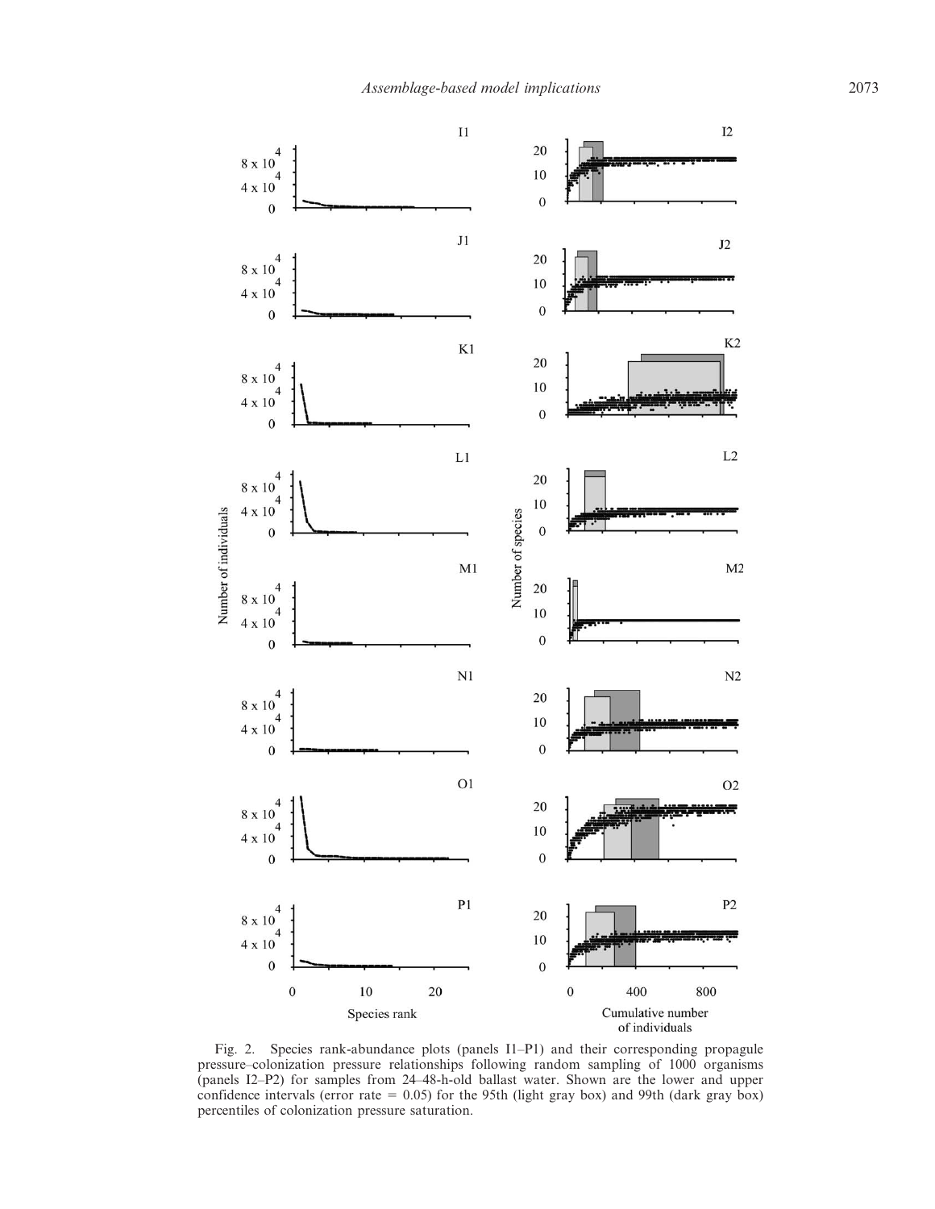Fig. 2. Species rank-abundance plots (panels I1–P1) and their corresponding propagule pressure–colonization pressure relationships following random sampling of 1000 organisms (panels I2–P2) for samples from 24–48-h-old ballast water. Shown are the lower and upper confidence intervals (error rate = 0.05) for the 95th (light gray box) and 99th (dark gray box) percentiles of colonization pressure saturation.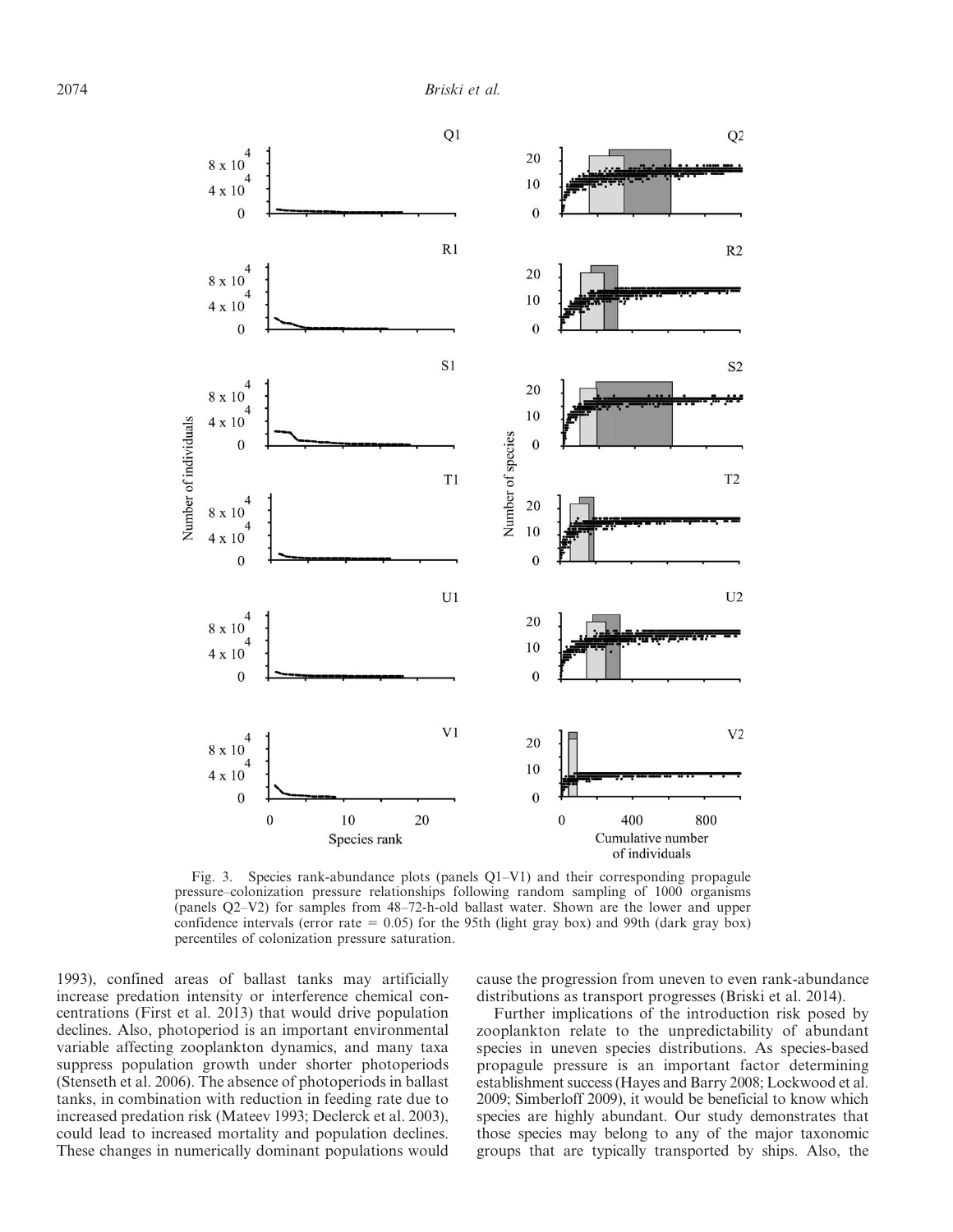Fig. 3. Species rank-abundance plots (panels Q1–V1) and their corresponding propagule pressure–colonization pressure relationships following random sampling of 1000 organisms (panels Q2–V2) for samples from 48–72-h-old ballast water. Shown are the lower and upper confidence intervals (error rate = 0.05) for the 95th (light gray box) and 99th (dark gray box) percentiles of colonization pressure saturation.

1993), confined areas of ballast tanks may artificially increase predation intensity or interference chemical concentrations (First et al. 2013) that would drive population declines. Also, photoperiod is an important environmental variable affecting zooplankton dynamics, and many taxa suppress population growth under shorter photoperiods (Stenseth et al. 2006). The absence of photoperiods in ballast tanks, in combination with reduction in feeding rate due to increased predation risk (Mateev 1993; Declerck et al. 2003), could lead to increased mortality and population declines. These changes in numerically dominant populations would cause the progression from uneven to even rank-abundance distributions as transport progresses (Briski et al. 2014).

Further implications of the introduction risk posed by zooplankton relate to the unpredictability of abundant species in uneven species distributions. As species-based propagule pressure is an important factor determining establishment success (Hayes and Barry 2008; Lockwood et al. 2009; Simberloff 2009), it would be beneficial to know which species are highly abundant. Our study demonstrates that those species may belong to any of the major taxonomic groups that are typically transported by ships. Also, the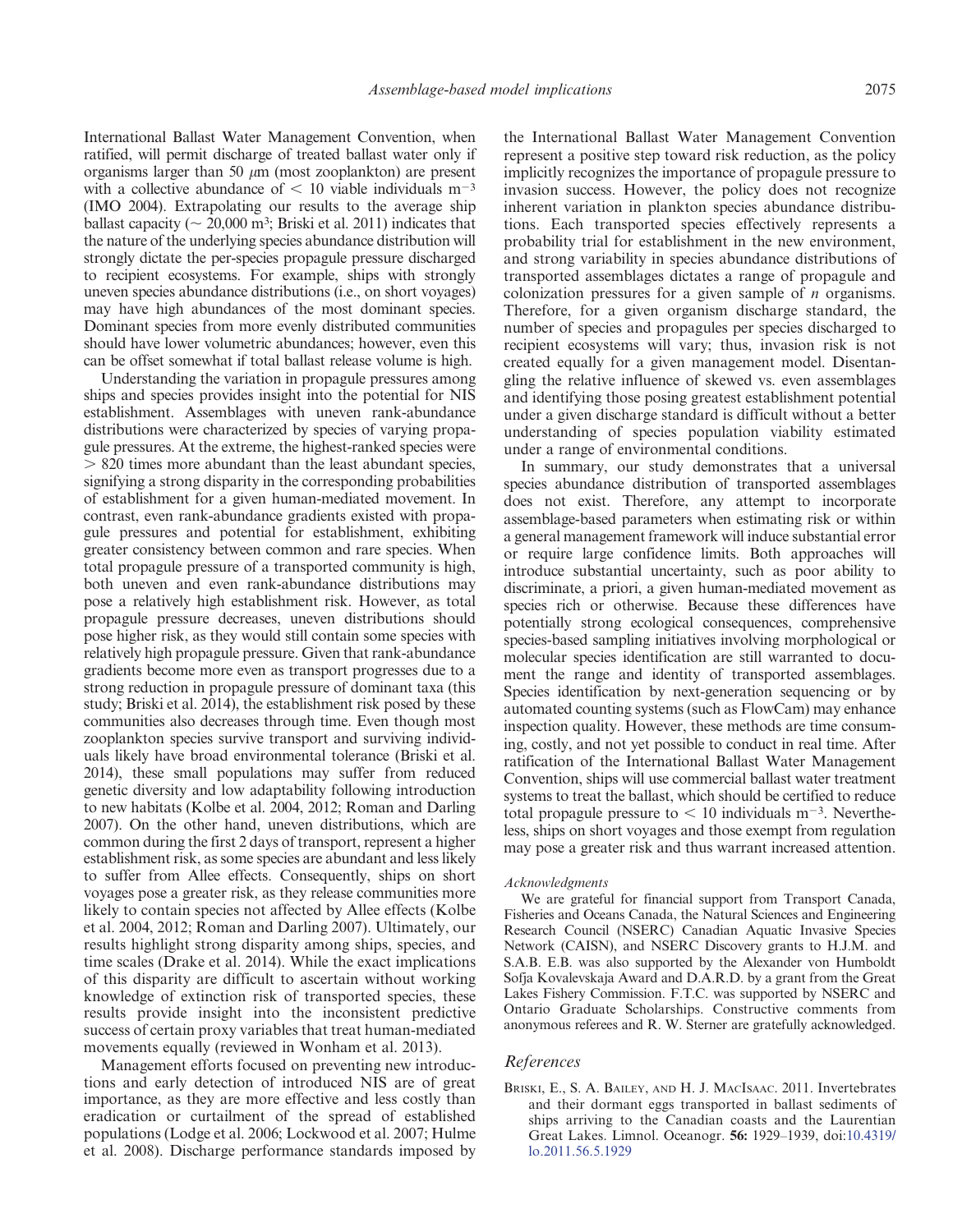International Ballast Water Management Convention, when ratified, will permit discharge of treated ballast water only if organisms larger than 50 $\mu$m (most zooplankton) are present with a collective abundance of $< 10$ viable individuals $m^{-3}$ (IMO 2004). Extrapolating our results to the average ship ballast capacity ($\sim$ 20,000 $m^3$; Briski et al. 2011) indicates that the nature of the underlying species abundance distribution will strongly dictate the per-species propagule pressure discharged to recipient ecosystems. For example, ships with strongly uneven species abundance distributions (i.e., on short voyages) may have high abundances of the most dominant species. Dominant species from more evenly distributed communities should have lower volumetric abundances; however, even this can be offset somewhat if total ballast release volume is high.

Understanding the variation in propagule pressures among ships and species provides insight into the potential for NIS establishment. Assemblages with uneven rank-abundance distributions were characterized by species of varying propagule pressures. At the extreme, the highest-ranked species were $> 820$ times more abundant than the least abundant species, signifying a strong disparity in the corresponding probabilities of establishment for a given human-mediated movement. In contrast, even rank-abundance gradients existed with propagule pressures and potential for establishment, exhibiting greater consistency between common and rare species. When total propagule pressure of a transported community is high, both uneven and even rank-abundance distributions may pose a relatively high establishment risk. However, as total propagule pressure decreases, uneven distributions should pose higher risk, as they would still contain some species with relatively high propagule pressure. Given that rank-abundance gradients become more even as transport progresses due to a strong reduction in propagule pressure of dominant taxa (this study; Briski et al. 2014), the establishment risk posed by these communities also decreases through time. Even though most zooplankton species survive transport and surviving individuals likely have broad environmental tolerance (Briski et al. 2014), these small populations may suffer from reduced genetic diversity and low adaptability following introduction to new habitats (Kolbe et al. 2004, 2012; Roman and Darling 2007). On the other hand, uneven distributions, which are common during the first 2 days of transport, represent a higher establishment risk, as some species are abundant and less likely to suffer from Allee effects. Consequently, ships on short voyages pose a greater risk, as they release communities more likely to contain species not affected by Allee effects (Kolbe et al. 2004, 2012; Roman and Darling 2007). Ultimately, our results highlight strong disparity among ships, species, and time scales (Drake et al. 2014). While the exact implications of this disparity are difficult to ascertain without working knowledge of extinction risk of transported species, these results provide insight into the inconsistent predictive success of certain proxy variables that treat human-mediated movements equally (reviewed in Wonham et al. 2013).

Management efforts focused on preventing new introductions and early detection of introduced NIS are of great importance, as they are more effective and less costly than eradication or curtailment of the spread of established populations (Lodge et al. 2006; Lockwood et al. 2007; Hulme et al. 2008). Discharge performance standards imposed by the International Ballast Water Management Convention represent a positive step toward risk reduction, as the policy implicitly recognizes the importance of propagule pressure to invasion success. However, the policy does not recognize inherent variation in plankton species abundance distributions. Each transported species effectively represents a probability trial for establishment in the new environment, and strong variability in species abundance distributions of transported assemblages dictates a range of propagule and colonization pressures for a given sample of $n$ organisms. Therefore, for a given organism discharge standard, the number of species and propagules per species discharged to recipient ecosystems will vary; thus, invasion risk is not created equally for a given management model. Disentangling the relative influence of skewed vs. even assemblages and identifying those posing greatest establishment potential under a given discharge standard is difficult without a better understanding of species population viability estimated under a range of environmental conditions.

In summary, our study demonstrates that a universal species abundance distribution of transported assemblages does not exist. Therefore, any attempt to incorporate assemblage-based parameters when estimating risk or within a general management framework will induce substantial error or require large confidence limits. Both approaches will introduce substantial uncertainty, such as poor ability to discriminate, a priori, a given human-mediated movement as species rich or otherwise. Because these differences have potentially strong ecological consequences, comprehensive species-based sampling initiatives involving morphological or molecular species identification are still warranted to document the range and identity of transported assemblages. Species identification by next-generation sequencing or by automated counting systems (such as FlowCam) may enhance inspection quality. However, these methods are time consuming, costly, and not yet possible to conduct in real time. After ratification of the International Ballast Water Management Convention, ships will use commercial ballast water treatment systems to treat the ballast, which should be certified to reduce total propagule pressure to $< 10$ individuals $m^{-3}$. Nevertheless, ships on short voyages and those exempt from regulation may pose a greater risk and thus warrant increased attention.

*Acknowledgments*

We are grateful for financial support from Transport Canada, Fisheries and Oceans Canada, the Natural Sciences and Engineering Research Council (NSERC) Canadian Aquatic Invasive Species Network (CAISN), and NSERC Discovery grants to H.J.M. and S.A.B. E.B. was also supported by the Alexander von Humboldt Sofja Kovalevskaja Award and D.A.R.D. by a grant from the Great Lakes Fishery Commission. F.T.C. was supported by NSERC and Ontario Graduate Scholarships. Constructive comments from anonymous referees and R. W. Sterner are gratefully acknowledged.

## References

Briski, E., S. A. Bailey, and H. J. MacIsaac. 2011. Invertebrates and their dormant eggs transported in ballast sediments of ships arriving to the Canadian coasts and the Laurentian Great Lakes. Limnol. Oceanogr. **56:** 1929–1939, doi:10.4319/lo.2011.56.5.1929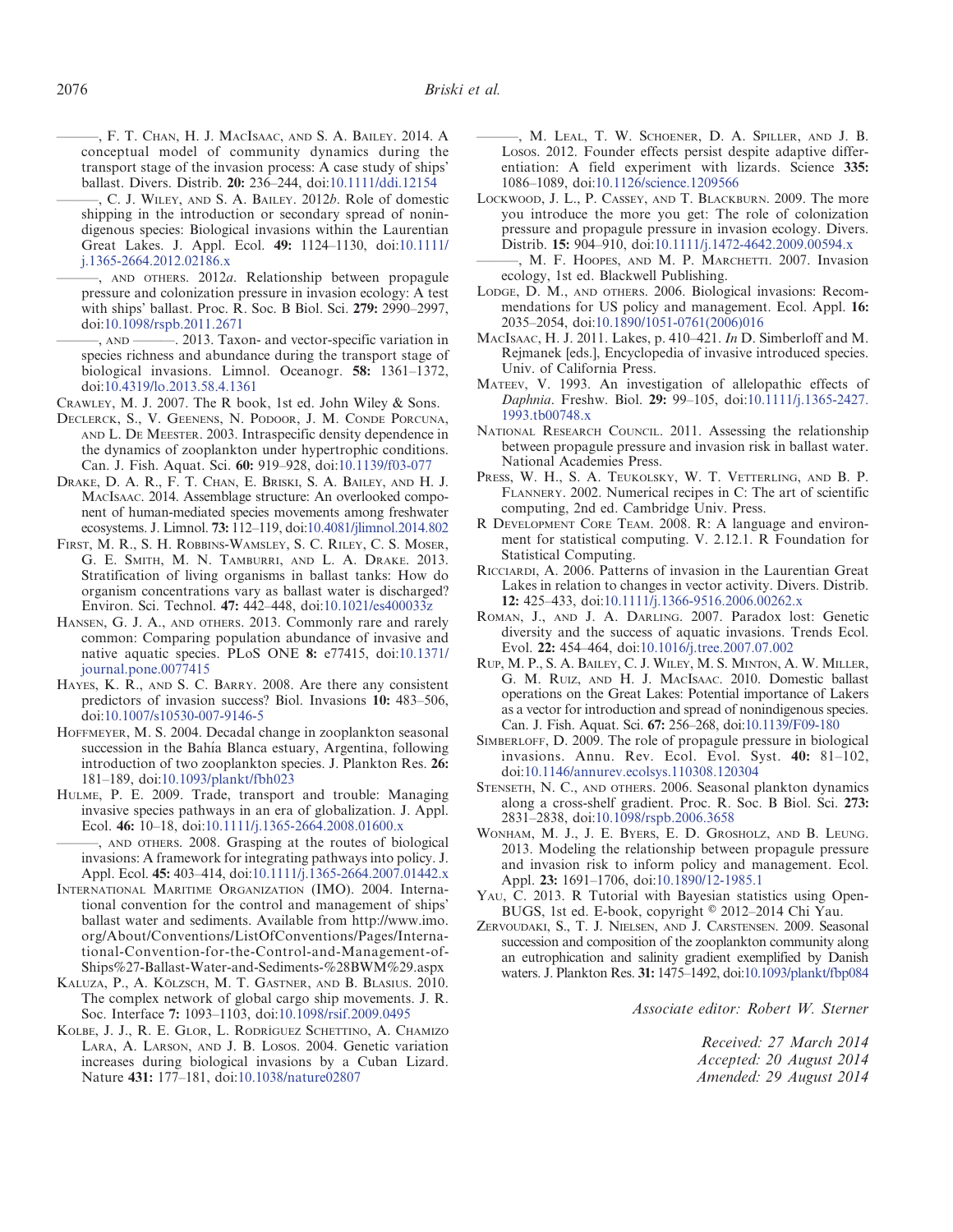———, F. T. Chan, H. J. MacIsaac, and S. A. Bailey. 2014. A conceptual model of community dynamics during the transport stage of the invasion process: A case study of ships' ballast. Divers. Distrib. **20:** 236–244, doi:10.1111/ddi.12154

———, C. J. Wiley, and S. A. Bailey. 2012*b*. Role of domestic shipping in the introduction or secondary spread of nonindigenous species: Biological invasions within the Laurentian Great Lakes. J. Appl. Ecol. **49:** 1124–1130, doi:10.1111/j.1365-2664.2012.02186.x

———, and others. 2012*a*. Relationship between propagule pressure and colonization pressure in invasion ecology: A test with ships' ballast. Proc. R. Soc. B Biol. Sci. **279:** 2990–2997, doi:10.1098/rspb.2011.2671

———, and ———. 2013. Taxon- and vector-specific variation in species richness and abundance during the transport stage of biological invasions. Limnol. Oceanogr. **58:** 1361–1372, doi:10.4319/lo.2013.58.4.1361

Crawley, M. J. 2007. The R book, 1st ed. John Wiley & Sons.

Declerck, S., V. Geenens, N. Podoor, J. M. Conde Porcuna, and L. De Meester. 2003. Intraspecific density dependence in the dynamics of zooplankton under hypertrophic conditions. Can. J. Fish. Aquat. Sci. **60:** 919–928, doi:10.1139/f03-077

Drake, D. A. R., F. T. Chan, E. Briski, S. A. Bailey, and H. J. MacIsaac. 2014. Assemblage structure: An overlooked component of human-mediated species movements among freshwater ecosystems. J. Limnol. **73:** 112–119, doi:10.4081/jlimnol.2014.802

First, M. R., S. H. Robbins-Wamsley, S. C. Riley, C. S. Moser, G. E. Smith, M. N. Tamburri, and L. A. Drake. 2013. Stratification of living organisms in ballast tanks: How do organism concentrations vary as ballast water is discharged? Environ. Sci. Technol. **47:** 442–448, doi:10.1021/es400033z

Hansen, G. J. A., and others. 2013. Commonly rare and rarely common: Comparing population abundance of invasive and native aquatic species. PLoS ONE **8:** e77415, doi:10.1371/journal.pone.0077415

Hayes, K. R., and S. C. Barry. 2008. Are there any consistent predictors of invasion success? Biol. Invasions **10:** 483–506, doi:10.1007/s10530-007-9146-5

Hoffmeyer, M. S. 2004. Decadal change in zooplankton seasonal succession in the Bahía Blanca estuary, Argentina, following introduction of two zooplankton species. J. Plankton Res. **26:** 181–189, doi:10.1093/plankt/fbh023

Hulme, P. E. 2009. Trade, transport and trouble: Managing invasive species pathways in an era of globalization. J. Appl. Ecol. **46:** 10–18, doi:10.1111/j.1365-2664.2008.01600.x

———, and others. 2008. Grasping at the routes of biological invasions: A framework for integrating pathways into policy. J. Appl. Ecol. **45:** 403–414, doi:10.1111/j.1365-2664.2007.01442.x

International Maritime Organization (IMO). 2004. International convention for the control and management of ships' ballast water and sediments. Available from http://www.imo.org/About/Conventions/ListOfConventions/Pages/International-Convention-for-the-Control-and-Management-of-Ships%27-Ballast-Water-and-Sediments-%28BWM%29.aspx

Kaluza, P., A. Kölzsch, M. T. Gastner, and B. Blasius. 2010. The complex network of global cargo ship movements. J. R. Soc. Interface **7:** 1093–1103, doi:10.1098/rsif.2009.0495

Kolbe, J. J., R. E. Glor, L. Rodríguez Schettino, A. Chamizo Lara, A. Larson, and J. B. Losos. 2004. Genetic variation increases during biological invasions by a Cuban Lizard. Nature **431:** 177–181, doi:10.1038/nature02807

———, M. Leal, T. W. Schoener, D. A. Spiller, and J. B. Losos. 2012. Founder effects persist despite adaptive differentiation: A field experiment with lizards. Science **335:** 1086–1089, doi:10.1126/science.1209566

Lockwood, J. L., P. Cassey, and T. Blackburn. 2009. The more you introduce the more you get: The role of colonization pressure and propagule pressure in invasion ecology. Divers. Distrib. **15:** 904–910, doi:10.1111/j.1472-4642.2009.00594.x

———, M. F. Hoopes, and M. P. Marchetti. 2007. Invasion ecology, 1st ed. Blackwell Publishing.

Lodge, D. M., and others. 2006. Biological invasions: Recommendations for US policy and management. Ecol. Appl. **16:** 2035–2054, doi:10.1890/1051-0761(2006)016

MacIsaac, H. J. 2011. Lakes, p. 410–421. *In* D. Simberloff and M. Rejmanek [eds.], Encyclopedia of invasive introduced species. Univ. of California Press.

Mateev, V. 1993. An investigation of allelopathic effects of *Daphnia*. Freshw. Biol. **29:** 99–105, doi:10.1111/j.1365-2427.1993.tb00748.x

National Research Council. 2011. Assessing the relationship between propagule pressure and invasion risk in ballast water. National Academies Press.

Press, W. H., S. A. Teukolsky, W. T. Vetterling, and B. P. Flannery. 2002. Numerical recipes in C: The art of scientific computing, 2nd ed. Cambridge Univ. Press.

R Development Core Team. 2008. R: A language and environment for statistical computing. V. 2.12.1. R Foundation for Statistical Computing.

Ricciardi, A. 2006. Patterns of invasion in the Laurentian Great Lakes in relation to changes in vector activity. Divers. Distrib. **12:** 425–433, doi:10.1111/j.1366-9516.2006.00262.x

Roman, J., and J. A. Darling. 2007. Paradox lost: Genetic diversity and the success of aquatic invasions. Trends Ecol. Evol. **22:** 454–464, doi:10.1016/j.tree.2007.07.002

Rup, M. P., S. A. Bailey, C. J. Wiley, M. S. Minton, A. W. Miller, G. M. Ruiz, and H. J. MacIsaac. 2010. Domestic ballast operations on the Great Lakes: Potential importance of Lakers as a vector for introduction and spread of nonindigenous species. Can. J. Fish. Aquat. Sci. **67:** 256–268, doi:10.1139/F09-180

Simberloff, D. 2009. The role of propagule pressure in biological invasions. Annu. Rev. Ecol. Evol. Syst. **40:** 81–102, doi:10.1146/annurev.ecolsys.110308.120304

Stenseth, N. C., and others. 2006. Seasonal plankton dynamics along a cross-shelf gradient. Proc. R. Soc. B Biol. Sci. **273:** 2831–2838, doi:10.1098/rspb.2006.3658

Wonham, M. J., J. E. Byers, E. D. Grosholz, and B. Leung. 2013. Modeling the relationship between propagule pressure and invasion risk to inform policy and management. Ecol. Appl. **23:** 1691–1706, doi:10.1890/12-1985.1

Yau, C. 2013. R Tutorial with Bayesian statistics using OpenBUGS, 1st ed. E-book, copyright © 2012–2014 Chi Yau.

Zervoudaki, S., T. J. Nielsen, and J. Carstensen. 2009. Seasonal succession and composition of the zooplankton community along an eutrophication and salinity gradient exemplified by Danish waters. J. Plankton Res. **31:** 1475–1492, doi:10.1093/plankt/fbp084

*Associate editor: Robert W. Sterner*

*Received: 27 March 2014*
*Accepted: 20 August 2014*
*Amended: 29 August 2014*